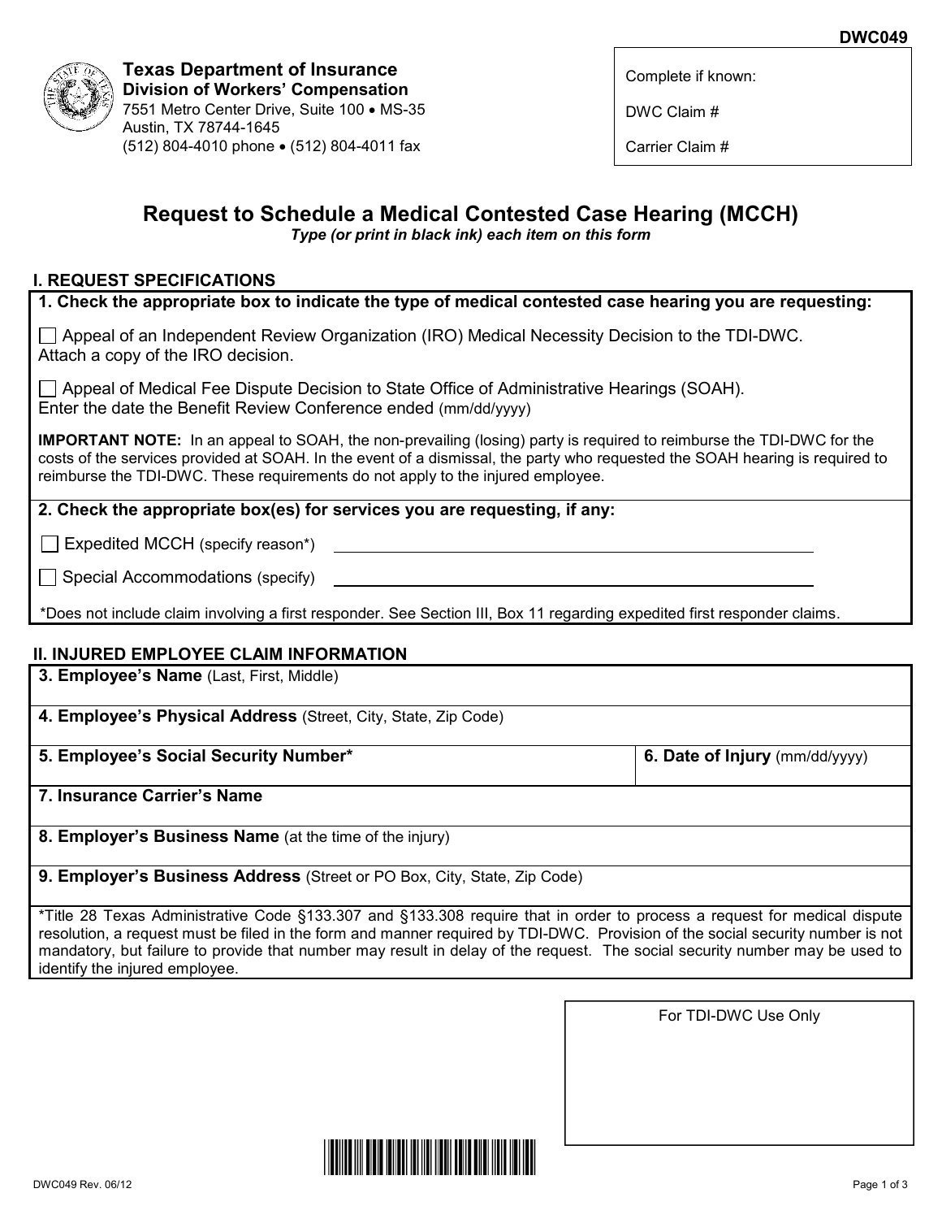**DWC049**

**Texas Department of Insurance**
**Division of Workers' Compensation**
7551 Metro Center Drive, Suite 100 • MS-35
Austin, TX 78744-1645
(512) 804-4010 phone • (512) 804-4011 fax

Complete if known:

DWC Claim #

Carrier Claim #

# Request to Schedule a Medical Contested Case Hearing (MCCH)

*Type (or print in black ink) each item on this form*

## I. REQUEST SPECIFICATIONS

**1. Check the appropriate box to indicate the type of medical contested case hearing you are requesting:**

☐ Appeal of an Independent Review Organization (IRO) Medical Necessity Decision to the TDI-DWC.
Attach a copy of the IRO decision.

☐ Appeal of Medical Fee Dispute Decision to State Office of Administrative Hearings (SOAH).
Enter the date the Benefit Review Conference ended (mm/dd/yyyy)

**IMPORTANT NOTE:** In an appeal to SOAH, the non-prevailing (losing) party is required to reimburse the TDI-DWC for the costs of the services provided at SOAH. In the event of a dismissal, the party who requested the SOAH hearing is required to reimburse the TDI-DWC. These requirements do not apply to the injured employee.

**2. Check the appropriate box(es) for services you are requesting, if any:**

☐ Expedited MCCH (specify reason*) ______________________________

☐ Special Accommodations (specify) ______________________________

*Does not include claim involving a first responder. See Section III, Box 11 regarding expedited first responder claims.

## II. INJURED EMPLOYEE CLAIM INFORMATION

| | |
|---|---|
| **3. Employee's Name** (Last, First, Middle) | |
| **4. Employee's Physical Address** (Street, City, State, Zip Code) | |
| **5. Employee's Social Security Number*** | **6. Date of Injury** (mm/dd/yyyy) |
| **7. Insurance Carrier's Name** | |
| **8. Employer's Business Name** (at the time of the injury) | |
| **9. Employer's Business Address** (Street or PO Box, City, State, Zip Code) | |

*Title 28 Texas Administrative Code §133.307 and §133.308 require that in order to process a request for medical dispute resolution, a request must be filed in the form and manner required by TDI-DWC. Provision of the social security number is not mandatory, but failure to provide that number may result in delay of the request. The social security number may be used to identify the injured employee.

For TDI-DWC Use Only

DWC049 Rev. 06/12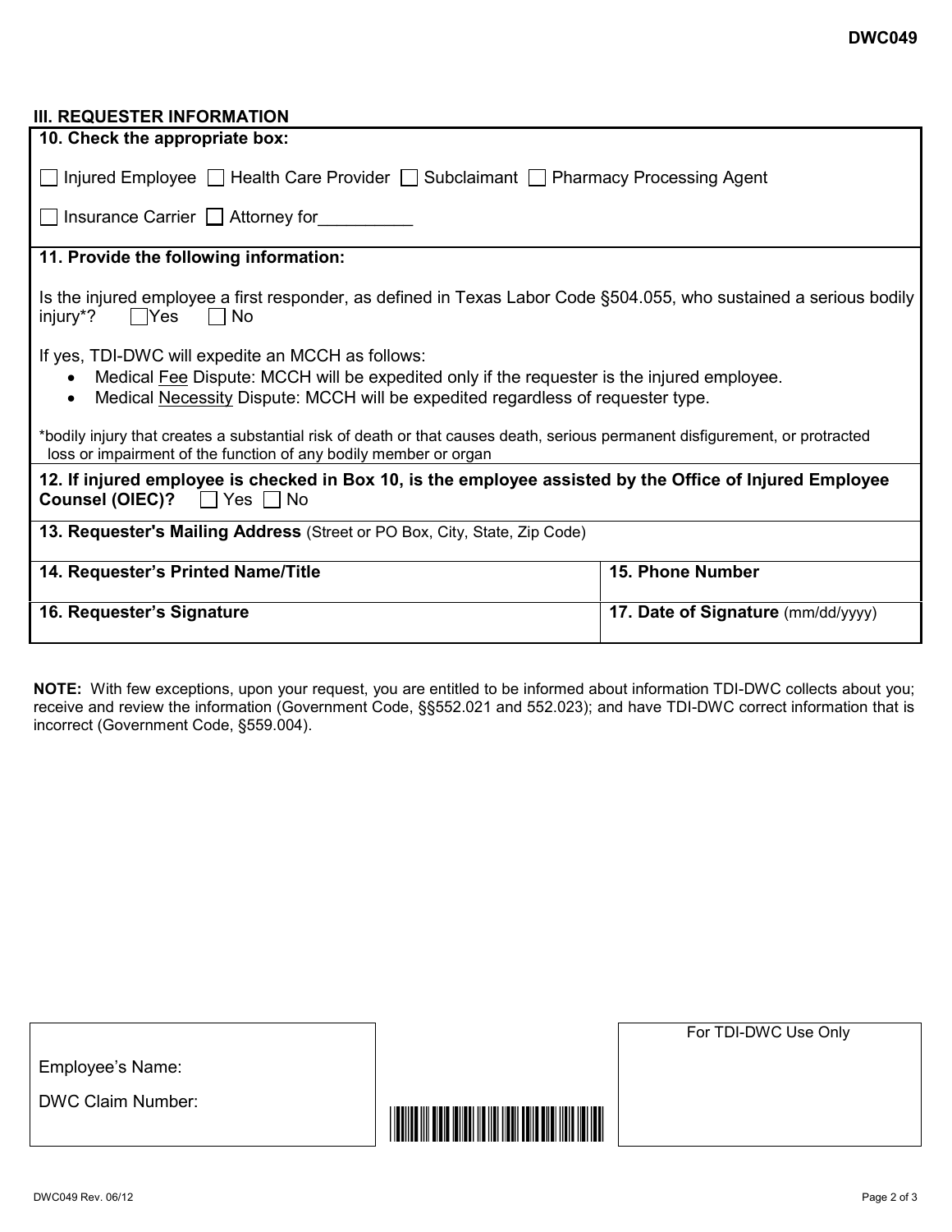## III. REQUESTER INFORMATION

**10. Check the appropriate box:**

☐ Injured Employee ☐ Health Care Provider ☐ Subclaimant ☐ Pharmacy Processing Agent

☐ Insurance Carrier ☐ Attorney for__________

**11. Provide the following information:**

Is the injured employee a first responder, as defined in Texas Labor Code §504.055, who sustained a serious bodily injury*? ☐ Yes ☐ No

If yes, TDI-DWC will expedite an MCCH as follows:

- Medical Fee Dispute: MCCH will be expedited only if the requester is the injured employee.
- Medical Necessity Dispute: MCCH will be expedited regardless of requester type.

*bodily injury that creates a substantial risk of death or that causes death, serious permanent disfigurement, or protracted loss or impairment of the function of any bodily member or organ

**12. If injured employee is checked in Box 10, is the employee assisted by the Office of Injured Employee Counsel (OIEC)?** ☐ Yes ☐ No

**13. Requester's Mailing Address** (Street or PO Box, City, State, Zip Code)

| **14. Requester's Printed Name/Title** | **15. Phone Number** |
|---|---|
| **16. Requester's Signature** | **17. Date of Signature** (mm/dd/yyyy) |

**NOTE:** With few exceptions, upon your request, you are entitled to be informed about information TDI-DWC collects about you; receive and review the information (Government Code, §§552.021 and 552.023); and have TDI-DWC correct information that is incorrect (Government Code, §559.004).

Employee's Name:

DWC Claim Number:

For TDI-DWC Use Only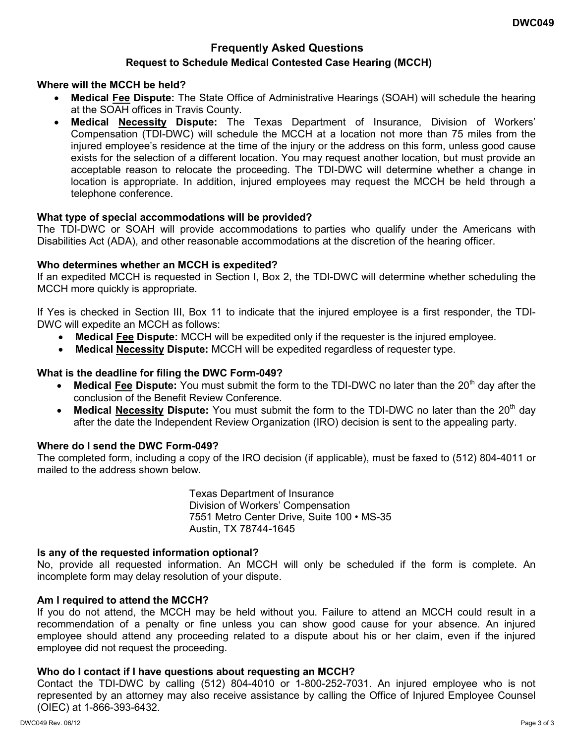# Frequently Asked Questions

## Request to Schedule Medical Contested Case Hearing (MCCH)

### Where will the MCCH be held?

- **Medical Fee Dispute:** The State Office of Administrative Hearings (SOAH) will schedule the hearing at the SOAH offices in Travis County.
- **Medical Necessity Dispute:** The Texas Department of Insurance, Division of Workers' Compensation (TDI-DWC) will schedule the MCCH at a location not more than 75 miles from the injured employee's residence at the time of the injury or the address on this form, unless good cause exists for the selection of a different location. You may request another location, but must provide an acceptable reason to relocate the proceeding. The TDI-DWC will determine whether a change in location is appropriate. In addition, injured employees may request the MCCH be held through a telephone conference.

### What type of special accommodations will be provided?

The TDI-DWC or SOAH will provide accommodations to parties who qualify under the Americans with Disabilities Act (ADA), and other reasonable accommodations at the discretion of the hearing officer.

### Who determines whether an MCCH is expedited?

If an expedited MCCH is requested in Section I, Box 2, the TDI-DWC will determine whether scheduling the MCCH more quickly is appropriate.

If Yes is checked in Section III, Box 11 to indicate that the injured employee is a first responder, the TDI-DWC will expedite an MCCH as follows:

- **Medical Fee Dispute:** MCCH will be expedited only if the requester is the injured employee.
- **Medical Necessity Dispute:** MCCH will be expedited regardless of requester type.

### What is the deadline for filing the DWC Form-049?

- **Medical Fee Dispute:** You must submit the form to the TDI-DWC no later than the 20th day after the conclusion of the Benefit Review Conference.
- **Medical Necessity Dispute:** You must submit the form to the TDI-DWC no later than the 20th day after the date the Independent Review Organization (IRO) decision is sent to the appealing party.

### Where do I send the DWC Form-049?

The completed form, including a copy of the IRO decision (if applicable), must be faxed to (512) 804-4011 or mailed to the address shown below.

Texas Department of Insurance
Division of Workers' Compensation
7551 Metro Center Drive, Suite 100 • MS-35
Austin, TX 78744-1645

### Is any of the requested information optional?

No, provide all requested information. An MCCH will only be scheduled if the form is complete. An incomplete form may delay resolution of your dispute.

### Am I required to attend the MCCH?

If you do not attend, the MCCH may be held without you. Failure to attend an MCCH could result in a recommendation of a penalty or fine unless you can show good cause for your absence. An injured employee should attend any proceeding related to a dispute about his or her claim, even if the injured employee did not request the proceeding.

### Who do I contact if I have questions about requesting an MCCH?

Contact the TDI-DWC by calling (512) 804-4010 or 1-800-252-7031. An injured employee who is not represented by an attorney may also receive assistance by calling the Office of Injured Employee Counsel (OIEC) at 1-866-393-6432.